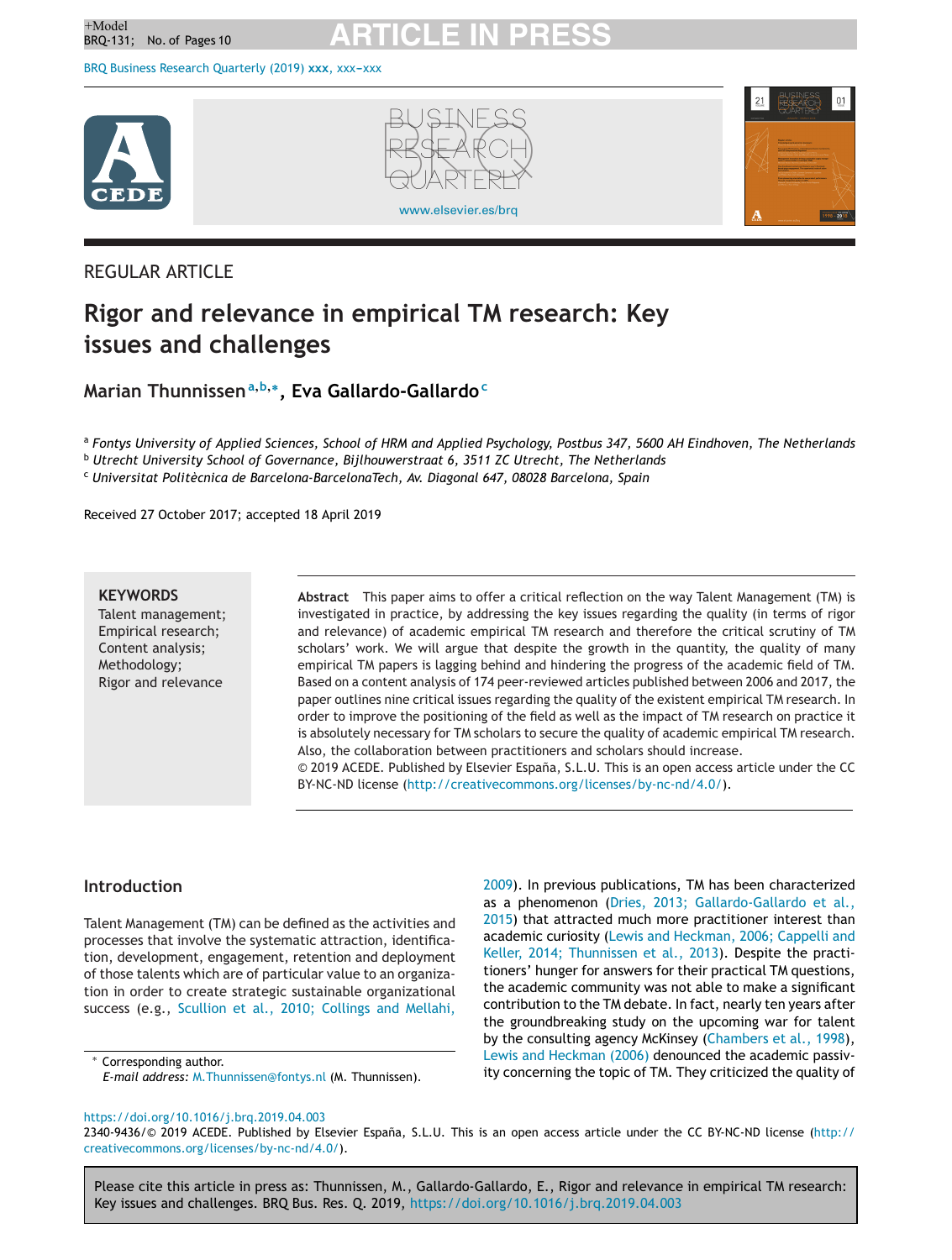REGULAR ARTICLE

# Rigor and relevance in empirical TM research: Key issues and challenges

**Marian Thunnissen**[a,b,*], **Eva Gallardo-Gallardo**[c]

[a] *Fontys University of Applied Sciences, School of HRM and Applied Psychology, Postbus 347, 5600 AH Eindhoven, The Netherlands*
[b] *Utrecht University School of Governance, Bijlhouwerstraat 6, 3511 ZC Utrecht, The Netherlands*
[c] *Universitat Politècnica de Barcelona-BarcelonaTech, Av. Diagonal 647, 08028 Barcelona, Spain*

Received 27 October 2017; accepted 18 April 2019

**KEYWORDS**
Talent management;
Empirical research;
Content analysis;
Methodology;
Rigor and relevance

**Abstract** This paper aims to offer a critical reflection on the way Talent Management (TM) is investigated in practice, by addressing the key issues regarding the quality (in terms of rigor and relevance) of academic empirical TM research and therefore the critical scrutiny of TM scholars' work. We will argue that despite the growth in the quantity, the quality of many empirical TM papers is lagging behind and hindering the progress of the academic field of TM. Based on a content analysis of 174 peer-reviewed articles published between 2006 and 2017, the paper outlines nine critical issues regarding the quality of the existent empirical TM research. In order to improve the positioning of the field as well as the impact of TM research on practice it is absolutely necessary for TM scholars to secure the quality of academic empirical TM research. Also, the collaboration between practitioners and scholars should increase.
© 2019 ACEDE. Published by Elsevier España, S.L.U. This is an open access article under the CC BY-NC-ND license (http://creativecommons.org/licenses/by-nc-nd/4.0/).

## Introduction

Talent Management (TM) can be defined as the activities and processes that involve the systematic attraction, identification, development, engagement, retention and deployment of those talents which are of particular value to an organization in order to create strategic sustainable organizational success (e.g., Scullion et al., 2010; Collings and Mellahi, 2009). In previous publications, TM has been characterized as a phenomenon (Dries, 2013; Gallardo-Gallardo et al., 2015) that attracted much more practitioner interest than academic curiosity (Lewis and Heckman, 2006; Cappelli and Keller, 2014; Thunnissen et al., 2013). Despite the practitioners' hunger for answers for their practical TM questions, the academic community was not able to make a significant contribution to the TM debate. In fact, nearly ten years after the groundbreaking study on the upcoming war for talent by the consulting agency McKinsey (Chambers et al., 1998), Lewis and Heckman (2006) denounced the academic passivity concerning the topic of TM. They criticized the quality of

* Corresponding author.
*E-mail address:* M.Thunnissen@fontys.nl (M. Thunnissen).

https://doi.org/10.1016/j.brq.2019.04.003
2340-9436/© 2019 ACEDE. Published by Elsevier España, S.L.U. This is an open access article under the CC BY-NC-ND license (http://creativecommons.org/licenses/by-nc-nd/4.0/).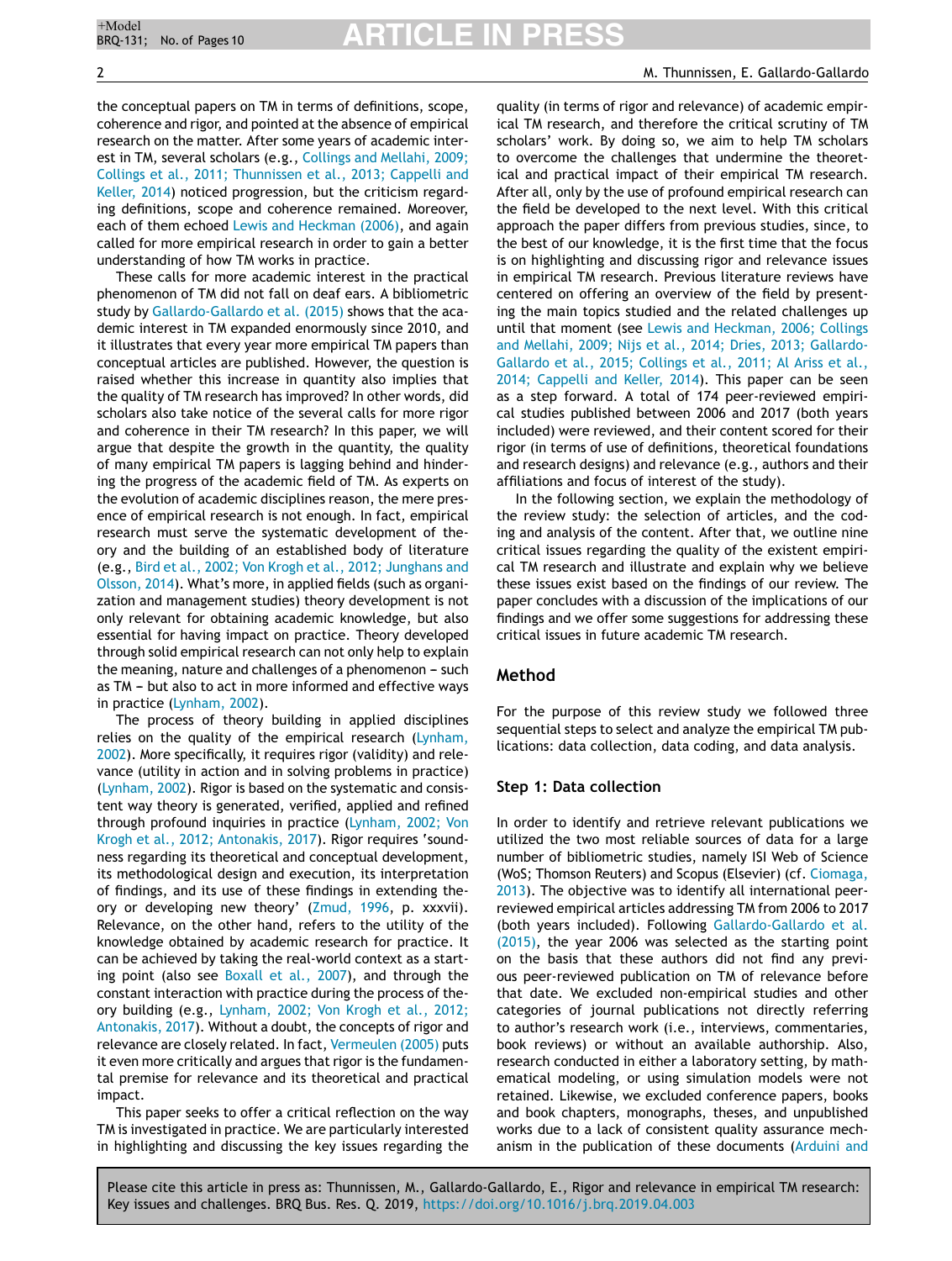the conceptual papers on TM in terms of definitions, scope, coherence and rigor, and pointed at the absence of empirical research on the matter. After some years of academic interest in TM, several scholars (e.g., Collings and Mellahi, 2009; Collings et al., 2011; Thunnissen et al., 2013; Cappelli and Keller, 2014) noticed progression, but the criticism regarding definitions, scope and coherence remained. Moreover, each of them echoed Lewis and Heckman (2006), and again called for more empirical research in order to gain a better understanding of how TM works in practice.

These calls for more academic interest in the practical phenomenon of TM did not fall on deaf ears. A bibliometric study by Gallardo-Gallardo et al. (2015) shows that the academic interest in TM expanded enormously since 2010, and it illustrates that every year more empirical TM papers than conceptual articles are published. However, the question is raised whether this increase in quantity also implies that the quality of TM research has improved? In other words, did scholars also take notice of the several calls for more rigor and coherence in their TM research? In this paper, we will argue that despite the growth in the quantity, the quality of many empirical TM papers is lagging behind and hindering the progress of the academic field of TM. As experts on the evolution of academic disciplines reason, the mere presence of empirical research is not enough. In fact, empirical research must serve the systematic development of theory and the building of an established body of literature (e.g., Bird et al., 2002; Von Krogh et al., 2012; Junghans and Olsson, 2014). What's more, in applied fields (such as organization and management studies) theory development is not only relevant for obtaining academic knowledge, but also essential for having impact on practice. Theory developed through solid empirical research can not only help to explain the meaning, nature and challenges of a phenomenon – such as TM – but also to act in more informed and effective ways in practice (Lynham, 2002).

The process of theory building in applied disciplines relies on the quality of the empirical research (Lynham, 2002). More specifically, it requires rigor (validity) and relevance (utility in action and in solving problems in practice) (Lynham, 2002). Rigor is based on the systematic and consistent way theory is generated, verified, applied and refined through profound inquiries in practice (Lynham, 2002; Von Krogh et al., 2012; Antonakis, 2017). Rigor requires 'soundness regarding its theoretical and conceptual development, its methodological design and execution, its interpretation of findings, and its use of these findings in extending theory or developing new theory' (Zmud, 1996, p. xxxvii). Relevance, on the other hand, refers to the utility of the knowledge obtained by academic research for practice. It can be achieved by taking the real-world context as a starting point (also see Boxall et al., 2007), and through the constant interaction with practice during the process of theory building (e.g., Lynham, 2002; Von Krogh et al., 2012; Antonakis, 2017). Without a doubt, the concepts of rigor and relevance are closely related. In fact, Vermeulen (2005) puts it even more critically and argues that rigor is the fundamental premise for relevance and its theoretical and practical impact.

This paper seeks to offer a critical reflection on the way TM is investigated in practice. We are particularly interested in highlighting and discussing the key issues regarding the quality (in terms of rigor and relevance) of academic empirical TM research, and therefore the critical scrutiny of TM scholars' work. By doing so, we aim to help TM scholars to overcome the challenges that undermine the theoretical and practical impact of their empirical TM research. After all, only by the use of profound empirical research can the field be developed to the next level. With this critical approach the paper differs from previous studies, since, to the best of our knowledge, it is the first time that the focus is on highlighting and discussing rigor and relevance issues in empirical TM research. Previous literature reviews have centered on offering an overview of the field by presenting the main topics studied and the related challenges up until that moment (see Lewis and Heckman, 2006; Collings and Mellahi, 2009; Nijs et al., 2014; Dries, 2013; Gallardo-Gallardo et al., 2015; Collings et al., 2011; Al Ariss et al., 2014; Cappelli and Keller, 2014). This paper can be seen as a step forward. A total of 174 peer-reviewed empirical studies published between 2006 and 2017 (both years included) were reviewed, and their content scored for their rigor (in terms of use of definitions, theoretical foundations and research designs) and relevance (e.g., authors and their affiliations and focus of interest of the study).

In the following section, we explain the methodology of the review study: the selection of articles, and the coding and analysis of the content. After that, we outline nine critical issues regarding the quality of the existent empirical TM research and illustrate and explain why we believe these issues exist based on the findings of our review. The paper concludes with a discussion of the implications of our findings and we offer some suggestions for addressing these critical issues in future academic TM research.

## Method

For the purpose of this review study we followed three sequential steps to select and analyze the empirical TM publications: data collection, data coding, and data analysis.

### Step 1: Data collection

In order to identify and retrieve relevant publications we utilized the two most reliable sources of data for a large number of bibliometric studies, namely ISI Web of Science (WoS; Thomson Reuters) and Scopus (Elsevier) (cf. Ciomaga, 2013). The objective was to identify all international peer-reviewed empirical articles addressing TM from 2006 to 2017 (both years included). Following Gallardo-Gallardo et al. (2015), the year 2006 was selected as the starting point on the basis that these authors did not find any previous peer-reviewed publication on TM of relevance before that date. We excluded non-empirical studies and other categories of journal publications not directly referring to author's research work (i.e., interviews, commentaries, book reviews) or without an available authorship. Also, research conducted in either a laboratory setting, by mathematical modeling, or using simulation models were not retained. Likewise, we excluded conference papers, books and book chapters, monographs, theses, and unpublished works due to a lack of consistent quality assurance mechanism in the publication of these documents (Arduini and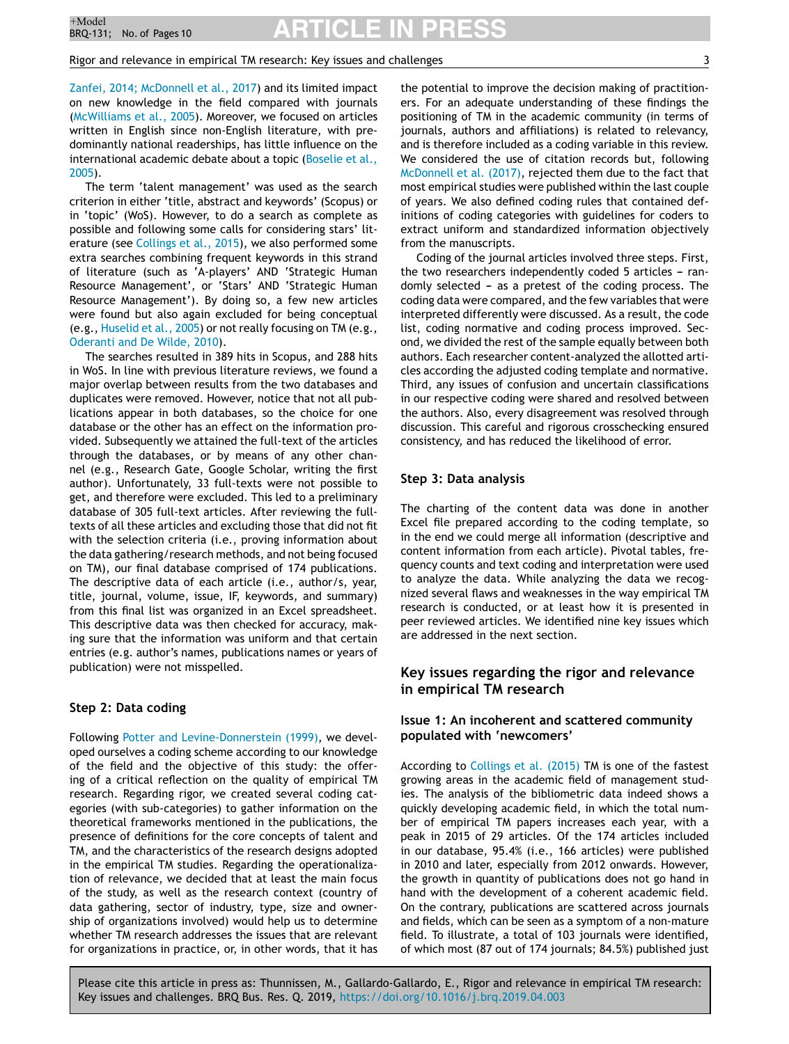Zanfei, 2014; McDonnell et al., 2017) and its limited impact on new knowledge in the field compared with journals (McWilliams et al., 2005). Moreover, we focused on articles written in English since non-English literature, with predominantly national readerships, has little influence on the international academic debate about a topic (Boselie et al., 2005).

The term 'talent management' was used as the search criterion in either 'title, abstract and keywords' (Scopus) or in 'topic' (WoS). However, to do a search as complete as possible and following some calls for considering stars' literature (see Collings et al., 2015), we also performed some extra searches combining frequent keywords in this strand of literature (such as 'A-players' AND 'Strategic Human Resource Management', or 'Stars' AND 'Strategic Human Resource Management'). By doing so, a few new articles were found but also again excluded for being conceptual (e.g., Huselid et al., 2005) or not really focusing on TM (e.g., Oderanti and De Wilde, 2010).

The searches resulted in 389 hits in Scopus, and 288 hits in WoS. In line with previous literature reviews, we found a major overlap between results from the two databases and duplicates were removed. However, notice that not all publications appear in both databases, so the choice for one database or the other has an effect on the information provided. Subsequently we attained the full-text of the articles through the databases, or by means of any other channel (e.g., Research Gate, Google Scholar, writing the first author). Unfortunately, 33 full-texts were not possible to get, and therefore were excluded. This led to a preliminary database of 305 full-text articles. After reviewing the full-texts of all these articles and excluding those that did not fit with the selection criteria (i.e., proving information about the data gathering/research methods, and not being focused on TM), our final database comprised of 174 publications. The descriptive data of each article (i.e., author/s, year, title, journal, volume, issue, IF, keywords, and summary) from this final list was organized in an Excel spreadsheet. This descriptive data was then checked for accuracy, making sure that the information was uniform and that certain entries (e.g. author's names, publications names or years of publication) were not misspelled.

### Step 2: Data coding

Following Potter and Levine-Donnerstein (1999), we developed ourselves a coding scheme according to our knowledge of the field and the objective of this study: the offering of a critical reflection on the quality of empirical TM research. Regarding rigor, we created several coding categories (with sub-categories) to gather information on the theoretical frameworks mentioned in the publications, the presence of definitions for the core concepts of talent and TM, and the characteristics of the research designs adopted in the empirical TM studies. Regarding the operationalization of relevance, we decided that at least the main focus of the study, as well as the research context (country of data gathering, sector of industry, type, size and ownership of organizations involved) would help us to determine whether TM research addresses the issues that are relevant for organizations in practice, or, in other words, that it has the potential to improve the decision making of practitioners. For an adequate understanding of these findings the positioning of TM in the academic community (in terms of journals, authors and affiliations) is related to relevancy, and is therefore included as a coding variable in this review. We considered the use of citation records but, following McDonnell et al. (2017), rejected them due to the fact that most empirical studies were published within the last couple of years. We also defined coding rules that contained definitions of coding categories with guidelines for coders to extract uniform and standardized information objectively from the manuscripts.

Coding of the journal articles involved three steps. First, the two researchers independently coded 5 articles – randomly selected – as a pretest of the coding process. The coding data were compared, and the few variables that were interpreted differently were discussed. As a result, the code list, coding normative and coding process improved. Second, we divided the rest of the sample equally between both authors. Each researcher content-analyzed the allotted articles according the adjusted coding template and normative. Third, any issues of confusion and uncertain classifications in our respective coding were shared and resolved between the authors. Also, every disagreement was resolved through discussion. This careful and rigorous crosschecking ensured consistency, and has reduced the likelihood of error.

### Step 3: Data analysis

The charting of the content data was done in another Excel file prepared according to the coding template, so in the end we could merge all information (descriptive and content information from each article). Pivotal tables, frequency counts and text coding and interpretation were used to analyze the data. While analyzing the data we recognized several flaws and weaknesses in the way empirical TM research is conducted, or at least how it is presented in peer reviewed articles. We identified nine key issues which are addressed in the next section.

## Key issues regarding the rigor and relevance in empirical TM research

### Issue 1: An incoherent and scattered community populated with 'newcomers'

According to Collings et al. (2015) TM is one of the fastest growing areas in the academic field of management studies. The analysis of the bibliometric data indeed shows a quickly developing academic field, in which the total number of empirical TM papers increases each year, with a peak in 2015 of 29 articles. Of the 174 articles included in our database, 95.4% (i.e., 166 articles) were published in 2010 and later, especially from 2012 onwards. However, the growth in quantity of publications does not go hand in hand with the development of a coherent academic field. On the contrary, publications are scattered across journals and fields, which can be seen as a symptom of a non-mature field. To illustrate, a total of 103 journals were identified, of which most (87 out of 174 journals; 84.5%) published just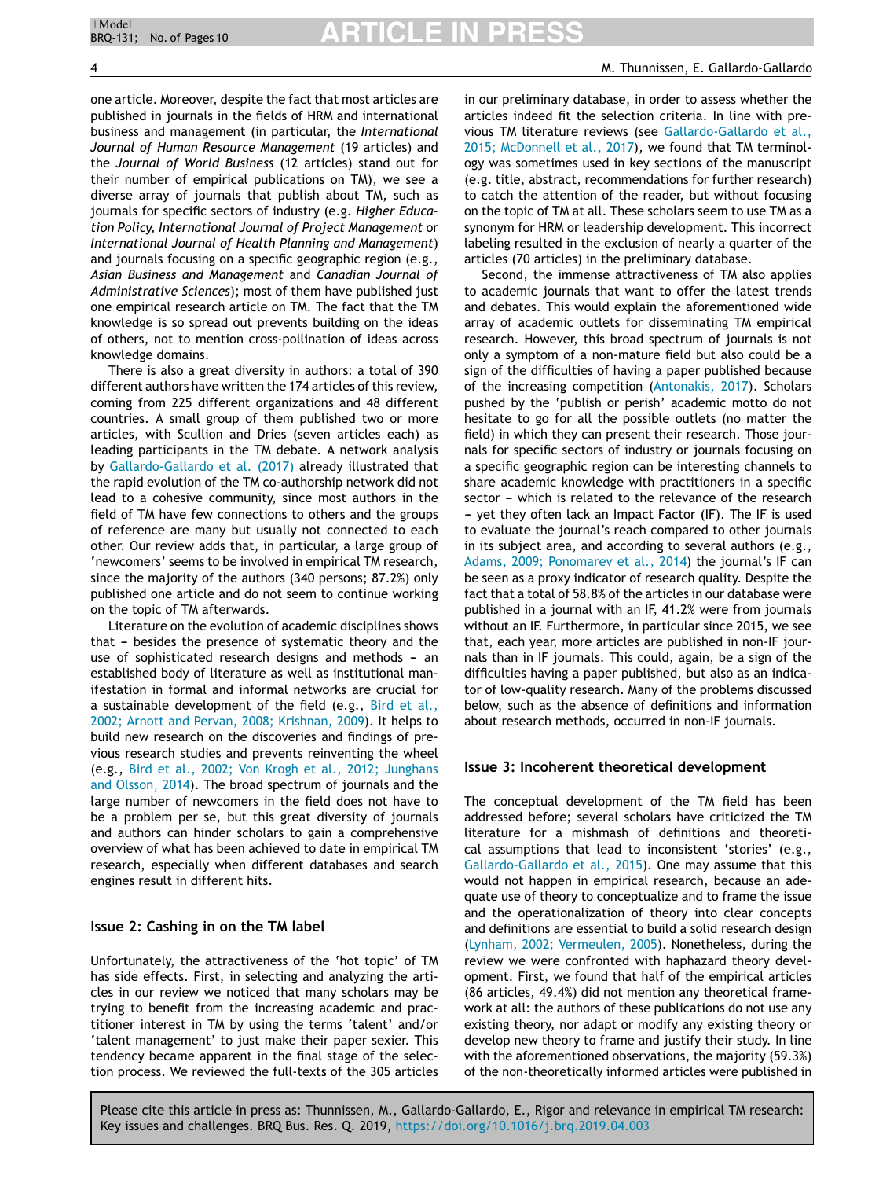one article. Moreover, despite the fact that most articles are published in journals in the fields of HRM and international business and management (in particular, the *International Journal of Human Resource Management* (19 articles) and the *Journal of World Business* (12 articles) stand out for their number of empirical publications on TM), we see a diverse array of journals that publish about TM, such as journals for specific sectors of industry (e.g. *Higher Education Policy, International Journal of Project Management* or *International Journal of Health Planning and Management*) and journals focusing on a specific geographic region (e.g., *Asian Business and Management* and *Canadian Journal of Administrative Sciences*); most of them have published just one empirical research article on TM. The fact that the TM knowledge is so spread out prevents building on the ideas of others, not to mention cross-pollination of ideas across knowledge domains.

There is also a great diversity in authors: a total of 390 different authors have written the 174 articles of this review, coming from 225 different organizations and 48 different countries. A small group of them published two or more articles, with Scullion and Dries (seven articles each) as leading participants in the TM debate. A network analysis by Gallardo-Gallardo et al. (2017) already illustrated that the rapid evolution of the TM co-authorship network did not lead to a cohesive community, since most authors in the field of TM have few connections to others and the groups of reference are many but usually not connected to each other. Our review adds that, in particular, a large group of 'newcomers' seems to be involved in empirical TM research, since the majority of the authors (340 persons; 87.2%) only published one article and do not seem to continue working on the topic of TM afterwards.

Literature on the evolution of academic disciplines shows that – besides the presence of systematic theory and the use of sophisticated research designs and methods – an established body of literature as well as institutional manifestation in formal and informal networks are crucial for a sustainable development of the field (e.g., Bird et al., 2002; Arnott and Pervan, 2008; Krishnan, 2009). It helps to build new research on the discoveries and findings of previous research studies and prevents reinventing the wheel (e.g., Bird et al., 2002; Von Krogh et al., 2012; Junghans and Olsson, 2014). The broad spectrum of journals and the large number of newcomers in the field does not have to be a problem per se, but this great diversity of journals and authors can hinder scholars to gain a comprehensive overview of what has been achieved to date in empirical TM research, especially when different databases and search engines result in different hits.

## Issue 2: Cashing in on the TM label

Unfortunately, the attractiveness of the 'hot topic' of TM has side effects. First, in selecting and analyzing the articles in our review we noticed that many scholars may be trying to benefit from the increasing academic and practitioner interest in TM by using the terms 'talent' and/or 'talent management' to just make their paper sexier. This tendency became apparent in the final stage of the selection process. We reviewed the full-texts of the 305 articles in our preliminary database, in order to assess whether the articles indeed fit the selection criteria. In line with previous TM literature reviews (see Gallardo-Gallardo et al., 2015; McDonnell et al., 2017), we found that TM terminology was sometimes used in key sections of the manuscript (e.g. title, abstract, recommendations for further research) to catch the attention of the reader, but without focusing on the topic of TM at all. These scholars seem to use TM as a synonym for HRM or leadership development. This incorrect labeling resulted in the exclusion of nearly a quarter of the articles (70 articles) in the preliminary database.

Second, the immense attractiveness of TM also applies to academic journals that want to offer the latest trends and debates. This would explain the aforementioned wide array of academic outlets for disseminating TM empirical research. However, this broad spectrum of journals is not only a symptom of a non-mature field but also could be a sign of the difficulties of having a paper published because of the increasing competition (Antonakis, 2017). Scholars pushed by the 'publish or perish' academic motto do not hesitate to go for all the possible outlets (no matter the field) in which they can present their research. Those journals for specific sectors of industry or journals focusing on a specific geographic region can be interesting channels to share academic knowledge with practitioners in a specific sector – which is related to the relevance of the research – yet they often lack an Impact Factor (IF). The IF is used to evaluate the journal's reach compared to other journals in its subject area, and according to several authors (e.g., Adams, 2009; Ponomarev et al., 2014) the journal's IF can be seen as a proxy indicator of research quality. Despite the fact that a total of 58.8% of the articles in our database were published in a journal with an IF, 41.2% were from journals without an IF. Furthermore, in particular since 2015, we see that, each year, more articles are published in non-IF journals than in IF journals. This could, again, be a sign of the difficulties having a paper published, but also as an indicator of low-quality research. Many of the problems discussed below, such as the absence of definitions and information about research methods, occurred in non-IF journals.

## Issue 3: Incoherent theoretical development

The conceptual development of the TM field has been addressed before; several scholars have criticized the TM literature for a mishmash of definitions and theoretical assumptions that lead to inconsistent 'stories' (e.g., Gallardo-Gallardo et al., 2015). One may assume that this would not happen in empirical research, because an adequate use of theory to conceptualize and to frame the issue and the operationalization of theory into clear concepts and definitions are essential to build a solid research design (Lynham, 2002; Vermeulen, 2005). Nonetheless, during the review we were confronted with haphazard theory development. First, we found that half of the empirical articles (86 articles, 49.4%) did not mention any theoretical framework at all: the authors of these publications do not use any existing theory, nor adapt or modify any existing theory or develop new theory to frame and justify their study. In line with the aforementioned observations, the majority (59.3%) of the non-theoretically informed articles were published in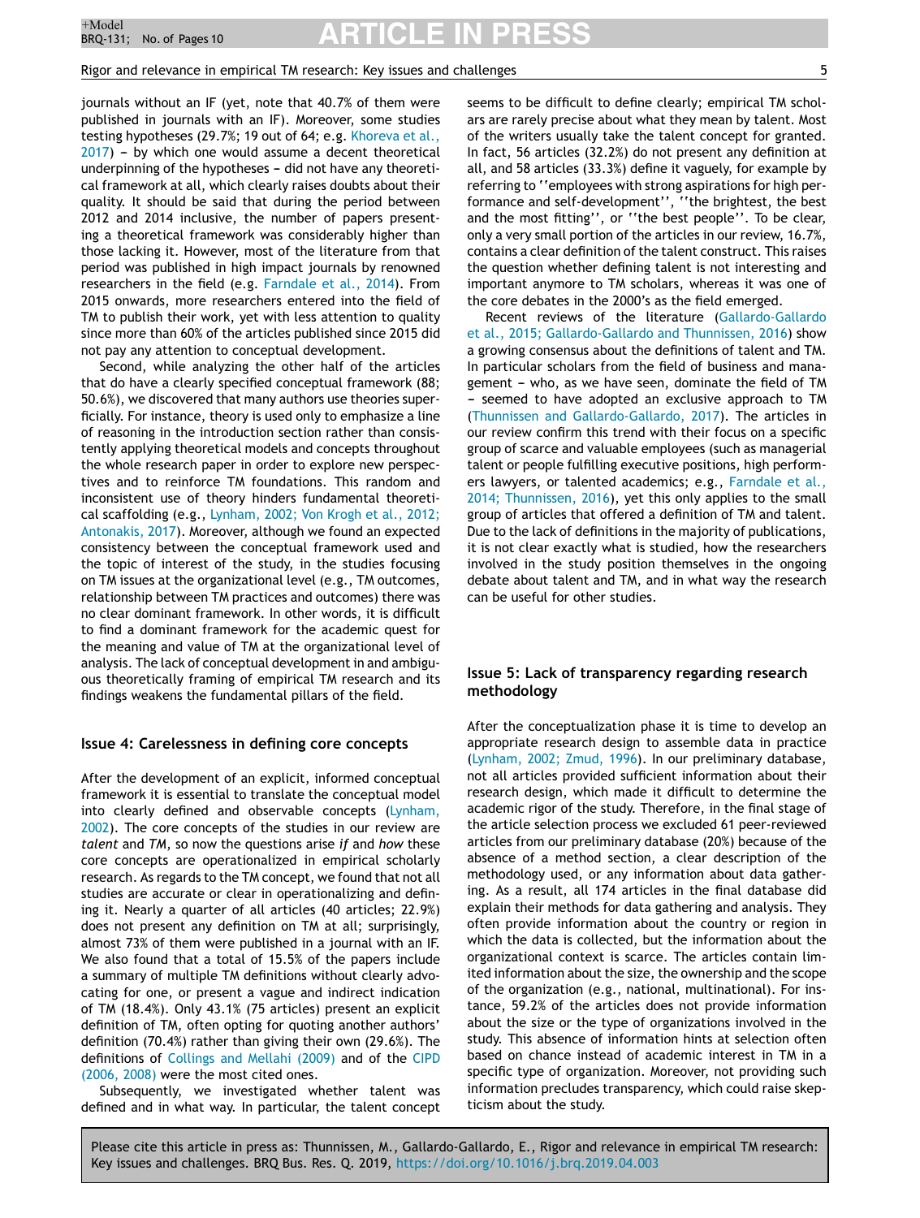journals without an IF (yet, note that 40.7% of them were published in journals with an IF). Moreover, some studies testing hypotheses (29.7%; 19 out of 64; e.g. Khoreva et al., 2017) – by which one would assume a decent theoretical underpinning of the hypotheses – did not have any theoretical framework at all, which clearly raises doubts about their quality. It should be said that during the period between 2012 and 2014 inclusive, the number of papers presenting a theoretical framework was considerably higher than those lacking it. However, most of the literature from that period was published in high impact journals by renowned researchers in the field (e.g. Farndale et al., 2014). From 2015 onwards, more researchers entered into the field of TM to publish their work, yet with less attention to quality since more than 60% of the articles published since 2015 did not pay any attention to conceptual development.

Second, while analyzing the other half of the articles that do have a clearly specified conceptual framework (88; 50.6%), we discovered that many authors use theories superficially. For instance, theory is used only to emphasize a line of reasoning in the introduction section rather than consistently applying theoretical models and concepts throughout the whole research paper in order to explore new perspectives and to reinforce TM foundations. This random and inconsistent use of theory hinders fundamental theoretical scaffolding (e.g., Lynham, 2002; Von Krogh et al., 2012; Antonakis, 2017). Moreover, although we found an expected consistency between the conceptual framework used and the topic of interest of the study, in the studies focusing on TM issues at the organizational level (e.g., TM outcomes, relationship between TM practices and outcomes) there was no clear dominant framework. In other words, it is difficult to find a dominant framework for the academic quest for the meaning and value of TM at the organizational level of analysis. The lack of conceptual development in and ambiguous theoretically framing of empirical TM research and its findings weakens the fundamental pillars of the field.

## Issue 4: Carelessness in defining core concepts

After the development of an explicit, informed conceptual framework it is essential to translate the conceptual model into clearly defined and observable concepts (Lynham, 2002). The core concepts of the studies in our review are *talent* and *TM*, so now the questions arise *if* and *how* these core concepts are operationalized in empirical scholarly research. As regards to the TM concept, we found that not all studies are accurate or clear in operationalizing and defining it. Nearly a quarter of all articles (40 articles; 22.9%) does not present any definition on TM at all; surprisingly, almost 73% of them were published in a journal with an IF. We also found that a total of 15.5% of the papers include a summary of multiple TM definitions without clearly advocating for one, or present a vague and indirect indication of TM (18.4%). Only 43.1% (75 articles) present an explicit definition of TM, often opting for quoting another authors' definition (70.4%) rather than giving their own (29.6%). The definitions of Collings and Mellahi (2009) and of the CIPD (2006, 2008) were the most cited ones.

Subsequently, we investigated whether talent was defined and in what way. In particular, the talent concept seems to be difficult to define clearly; empirical TM scholars are rarely precise about what they mean by talent. Most of the writers usually take the talent concept for granted. In fact, 56 articles (32.2%) do not present any definition at all, and 58 articles (33.3%) define it vaguely, for example by referring to ''employees with strong aspirations for high performance and self-development'', ''the brightest, the best and the most fitting'', or ''the best people''. To be clear, only a very small portion of the articles in our review, 16.7%, contains a clear definition of the talent construct. This raises the question whether defining talent is not interesting and important anymore to TM scholars, whereas it was one of the core debates in the 2000's as the field emerged.

Recent reviews of the literature (Gallardo-Gallardo et al., 2015; Gallardo-Gallardo and Thunnissen, 2016) show a growing consensus about the definitions of talent and TM. In particular scholars from the field of business and management – who, as we have seen, dominate the field of TM – seemed to have adopted an exclusive approach to TM (Thunnissen and Gallardo-Gallardo, 2017). The articles in our review confirm this trend with their focus on a specific group of scarce and valuable employees (such as managerial talent or people fulfilling executive positions, high performers lawyers, or talented academics; e.g., Farndale et al., 2014; Thunnissen, 2016), yet this only applies to the small group of articles that offered a definition of TM and talent. Due to the lack of definitions in the majority of publications, it is not clear exactly what is studied, how the researchers involved in the study position themselves in the ongoing debate about talent and TM, and in what way the research can be useful for other studies.

## Issue 5: Lack of transparency regarding research methodology

After the conceptualization phase it is time to develop an appropriate research design to assemble data in practice (Lynham, 2002; Zmud, 1996). In our preliminary database, not all articles provided sufficient information about their research design, which made it difficult to determine the academic rigor of the study. Therefore, in the final stage of the article selection process we excluded 61 peer-reviewed articles from our preliminary database (20%) because of the absence of a method section, a clear description of the methodology used, or any information about data gathering. As a result, all 174 articles in the final database did explain their methods for data gathering and analysis. They often provide information about the country or region in which the data is collected, but the information about the organizational context is scarce. The articles contain limited information about the size, the ownership and the scope of the organization (e.g., national, multinational). For instance, 59.2% of the articles does not provide information about the size or the type of organizations involved in the study. This absence of information hints at selection often based on chance instead of academic interest in TM in a specific type of organization. Moreover, not providing such information precludes transparency, which could raise skepticism about the study.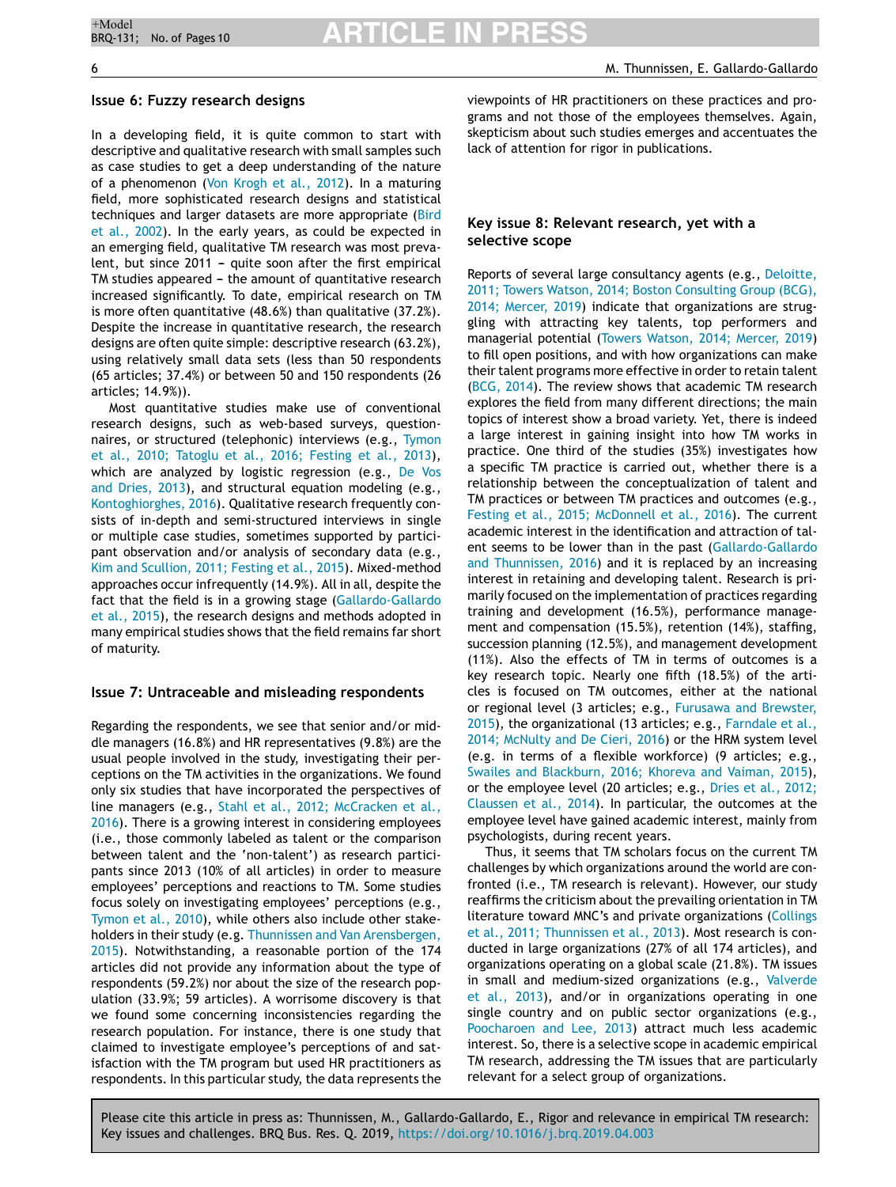## Issue 6: Fuzzy research designs

In a developing field, it is quite common to start with descriptive and qualitative research with small samples such as case studies to get a deep understanding of the nature of a phenomenon (Von Krogh et al., 2012). In a maturing field, more sophisticated research designs and statistical techniques and larger datasets are more appropriate (Bird et al., 2002). In the early years, as could be expected in an emerging field, qualitative TM research was most prevalent, but since 2011 – quite soon after the first empirical TM studies appeared – the amount of quantitative research increased significantly. To date, empirical research on TM is more often quantitative (48.6%) than qualitative (37.2%). Despite the increase in quantitative research, the research designs are often quite simple: descriptive research (63.2%), using relatively small data sets (less than 50 respondents (65 articles; 37.4%) or between 50 and 150 respondents (26 articles; 14.9%)).

Most quantitative studies make use of conventional research designs, such as web-based surveys, questionnaires, or structured (telephonic) interviews (e.g., Tymon et al., 2010; Tatoglu et al., 2016; Festing et al., 2013), which are analyzed by logistic regression (e.g., De Vos and Dries, 2013), and structural equation modeling (e.g., Kontoghiorghes, 2016). Qualitative research frequently consists of in-depth and semi-structured interviews in single or multiple case studies, sometimes supported by participant observation and/or analysis of secondary data (e.g., Kim and Scullion, 2011; Festing et al., 2015). Mixed-method approaches occur infrequently (14.9%). All in all, despite the fact that the field is in a growing stage (Gallardo-Gallardo et al., 2015), the research designs and methods adopted in many empirical studies shows that the field remains far short of maturity.

## Issue 7: Untraceable and misleading respondents

Regarding the respondents, we see that senior and/or middle managers (16.8%) and HR representatives (9.8%) are the usual people involved in the study, investigating their perceptions on the TM activities in the organizations. We found only six studies that have incorporated the perspectives of line managers (e.g., Stahl et al., 2012; McCracken et al., 2016). There is a growing interest in considering employees (i.e., those commonly labeled as talent or the comparison between talent and the 'non-talent') as research participants since 2013 (10% of all articles) in order to measure employees' perceptions and reactions to TM. Some studies focus solely on investigating employees' perceptions (e.g., Tymon et al., 2010), while others also include other stakeholders in their study (e.g. Thunnissen and Van Arensbergen, 2015). Notwithstanding, a reasonable portion of the 174 articles did not provide any information about the type of respondents (59.2%) nor about the size of the research population (33.9%; 59 articles). A worrisome discovery is that we found some concerning inconsistencies regarding the research population. For instance, there is one study that claimed to investigate employee's perceptions of and satisfaction with the TM program but used HR practitioners as respondents. In this particular study, the data represents the viewpoints of HR practitioners on these practices and programs and not those of the employees themselves. Again, skepticism about such studies emerges and accentuates the lack of attention for rigor in publications.

## Key issue 8: Relevant research, yet with a selective scope

Reports of several large consultancy agents (e.g., Deloitte, 2011; Towers Watson, 2014; Boston Consulting Group (BCG), 2014; Mercer, 2019) indicate that organizations are struggling with attracting key talents, top performers and managerial potential (Towers Watson, 2014; Mercer, 2019) to fill open positions, and with how organizations can make their talent programs more effective in order to retain talent (BCG, 2014). The review shows that academic TM research explores the field from many different directions; the main topics of interest show a broad variety. Yet, there is indeed a large interest in gaining insight into how TM works in practice. One third of the studies (35%) investigates how a specific TM practice is carried out, whether there is a relationship between the conceptualization of talent and TM practices or between TM practices and outcomes (e.g., Festing et al., 2015; McDonnell et al., 2016). The current academic interest in the identification and attraction of talent seems to be lower than in the past (Gallardo-Gallardo and Thunnissen, 2016) and it is replaced by an increasing interest in retaining and developing talent. Research is primarily focused on the implementation of practices regarding training and development (16.5%), performance management and compensation (15.5%), retention (14%), staffing, succession planning (12.5%), and management development (11%). Also the effects of TM in terms of outcomes is a key research topic. Nearly one fifth (18.5%) of the articles is focused on TM outcomes, either at the national or regional level (3 articles; e.g., Furusawa and Brewster, 2015), the organizational (13 articles; e.g., Farndale et al., 2014; McNulty and De Cieri, 2016) or the HRM system level (e.g. in terms of a flexible workforce) (9 articles; e.g., Swailes and Blackburn, 2016; Khoreva and Vaiman, 2015), or the employee level (20 articles; e.g., Dries et al., 2012; Claussen et al., 2014). In particular, the outcomes at the employee level have gained academic interest, mainly from psychologists, during recent years.

Thus, it seems that TM scholars focus on the current TM challenges by which organizations around the world are confronted (i.e., TM research is relevant). However, our study reaffirms the criticism about the prevailing orientation in TM literature toward MNC's and private organizations (Collings et al., 2011; Thunnissen et al., 2013). Most research is conducted in large organizations (27% of all 174 articles), and organizations operating on a global scale (21.8%). TM issues in small and medium-sized organizations (e.g., Valverde et al., 2013), and/or in organizations operating in one single country and on public sector organizations (e.g., Poocharoen and Lee, 2013) attract much less academic interest. So, there is a selective scope in academic empirical TM research, addressing the TM issues that are particularly relevant for a select group of organizations.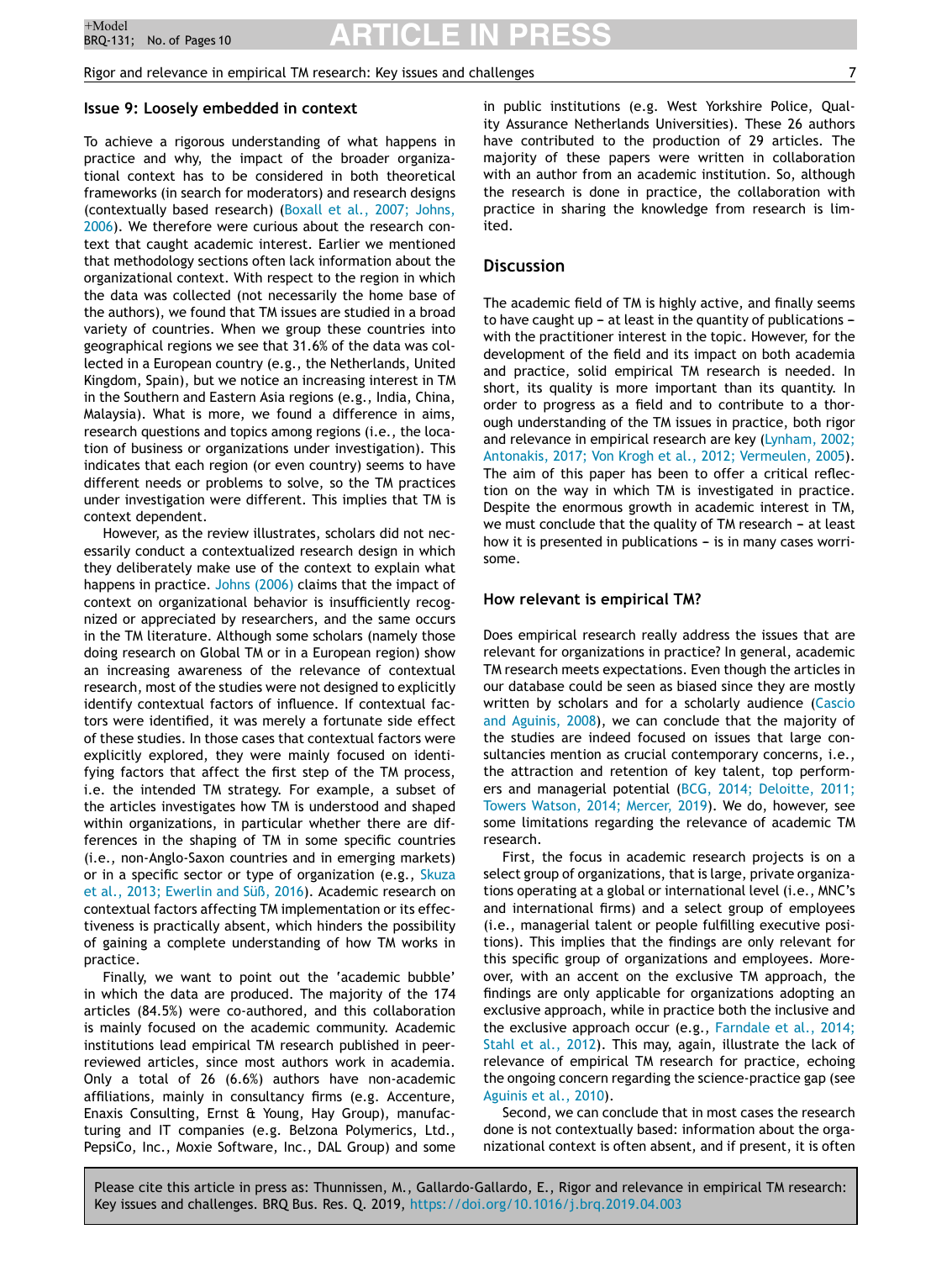### Issue 9: Loosely embedded in context

To achieve a rigorous understanding of what happens in practice and why, the impact of the broader organizational context has to be considered in both theoretical frameworks (in search for moderators) and research designs (contextually based research) (Boxall et al., 2007; Johns, 2006). We therefore were curious about the research context that caught academic interest. Earlier we mentioned that methodology sections often lack information about the organizational context. With respect to the region in which the data was collected (not necessarily the home base of the authors), we found that TM issues are studied in a broad variety of countries. When we group these countries into geographical regions we see that 31.6% of the data was collected in a European country (e.g., the Netherlands, United Kingdom, Spain), but we notice an increasing interest in TM in the Southern and Eastern Asia regions (e.g., India, China, Malaysia). What is more, we found a difference in aims, research questions and topics among regions (i.e., the location of business or organizations under investigation). This indicates that each region (or even country) seems to have different needs or problems to solve, so the TM practices under investigation were different. This implies that TM is context dependent.

However, as the review illustrates, scholars did not necessarily conduct a contextualized research design in which they deliberately make use of the context to explain what happens in practice. Johns (2006) claims that the impact of context on organizational behavior is insufficiently recognized or appreciated by researchers, and the same occurs in the TM literature. Although some scholars (namely those doing research on Global TM or in a European region) show an increasing awareness of the relevance of contextual research, most of the studies were not designed to explicitly identify contextual factors of influence. If contextual factors were identified, it was merely a fortunate side effect of these studies. In those cases that contextual factors were explicitly explored, they were mainly focused on identifying factors that affect the first step of the TM process, i.e. the intended TM strategy. For example, a subset of the articles investigates how TM is understood and shaped within organizations, in particular whether there are differences in the shaping of TM in some specific countries (i.e., non-Anglo-Saxon countries and in emerging markets) or in a specific sector or type of organization (e.g., Skuza et al., 2013; Ewerlin and Süß, 2016). Academic research on contextual factors affecting TM implementation or its effectiveness is practically absent, which hinders the possibility of gaining a complete understanding of how TM works in practice.

Finally, we want to point out the 'academic bubble' in which the data are produced. The majority of the 174 articles (84.5%) were co-authored, and this collaboration is mainly focused on the academic community. Academic institutions lead empirical TM research published in peer-reviewed articles, since most authors work in academia. Only a total of 26 (6.6%) authors have non-academic affiliations, mainly in consultancy firms (e.g. Accenture, Enaxis Consulting, Ernst & Young, Hay Group), manufacturing and IT companies (e.g. Belzona Polymerics, Ltd., PepsiCo, Inc., Moxie Software, Inc., DAL Group) and some in public institutions (e.g. West Yorkshire Police, Quality Assurance Netherlands Universities). These 26 authors have contributed to the production of 29 articles. The majority of these papers were written in collaboration with an author from an academic institution. So, although the research is done in practice, the collaboration with practice in sharing the knowledge from research is limited.

## Discussion

The academic field of TM is highly active, and finally seems to have caught up – at least in the quantity of publications – with the practitioner interest in the topic. However, for the development of the field and its impact on both academia and practice, solid empirical TM research is needed. In short, its quality is more important than its quantity. In order to progress as a field and to contribute to a thorough understanding of the TM issues in practice, both rigor and relevance in empirical research are key (Lynham, 2002; Antonakis, 2017; Von Krogh et al., 2012; Vermeulen, 2005). The aim of this paper has been to offer a critical reflection on the way in which TM is investigated in practice. Despite the enormous growth in academic interest in TM, we must conclude that the quality of TM research – at least how it is presented in publications – is in many cases worrisome.

### How relevant is empirical TM?

Does empirical research really address the issues that are relevant for organizations in practice? In general, academic TM research meets expectations. Even though the articles in our database could be seen as biased since they are mostly written by scholars and for a scholarly audience (Cascio and Aguinis, 2008), we can conclude that the majority of the studies are indeed focused on issues that large consultancies mention as crucial contemporary concerns, i.e., the attraction and retention of key talent, top performers and managerial potential (BCG, 2014; Deloitte, 2011; Towers Watson, 2014; Mercer, 2019). We do, however, see some limitations regarding the relevance of academic TM research.

First, the focus in academic research projects is on a select group of organizations, that is large, private organizations operating at a global or international level (i.e., MNC's and international firms) and a select group of employees (i.e., managerial talent or people fulfilling executive positions). This implies that the findings are only relevant for this specific group of organizations and employees. Moreover, with an accent on the exclusive TM approach, the findings are only applicable for organizations adopting an exclusive approach, while in practice both the inclusive and the exclusive approach occur (e.g., Farndale et al., 2014; Stahl et al., 2012). This may, again, illustrate the lack of relevance of empirical TM research for practice, echoing the ongoing concern regarding the science-practice gap (see Aguinis et al., 2010).

Second, we can conclude that in most cases the research done is not contextually based: information about the organizational context is often absent, and if present, it is often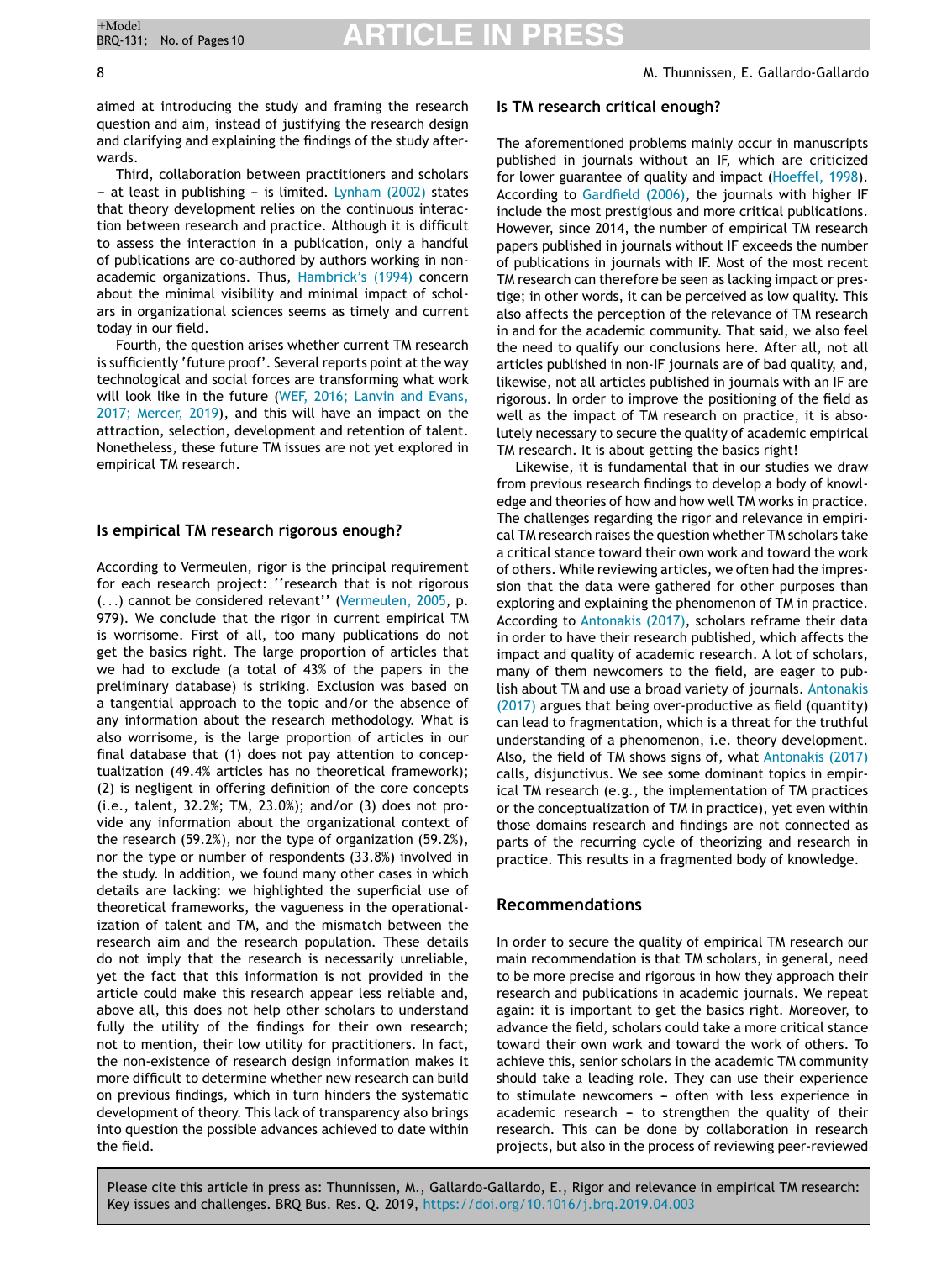aimed at introducing the study and framing the research question and aim, instead of justifying the research design and clarifying and explaining the findings of the study afterwards.

Third, collaboration between practitioners and scholars – at least in publishing – is limited. Lynham (2002) states that theory development relies on the continuous interaction between research and practice. Although it is difficult to assess the interaction in a publication, only a handful of publications are co-authored by authors working in non-academic organizations. Thus, Hambrick's (1994) concern about the minimal visibility and minimal impact of scholars in organizational sciences seems as timely and current today in our field.

Fourth, the question arises whether current TM research is sufficiently 'future proof'. Several reports point at the way technological and social forces are transforming what work will look like in the future (WEF, 2016; Lanvin and Evans, 2017; Mercer, 2019), and this will have an impact on the attraction, selection, development and retention of talent. Nonetheless, these future TM issues are not yet explored in empirical TM research.

## Is empirical TM research rigorous enough?

According to Vermeulen, rigor is the principal requirement for each research project: ''research that is not rigorous (...) cannot be considered relevant'' (Vermeulen, 2005, p. 979). We conclude that the rigor in current empirical TM is worrisome. First of all, too many publications do not get the basics right. The large proportion of articles that we had to exclude (a total of 43% of the papers in the preliminary database) is striking. Exclusion was based on a tangential approach to the topic and/or the absence of any information about the research methodology. What is also worrisome, is the large proportion of articles in our final database that (1) does not pay attention to conceptualization (49.4% articles has no theoretical framework); (2) is negligent in offering definition of the core concepts (i.e., talent, 32.2%; TM, 23.0%); and/or (3) does not provide any information about the organizational context of the research (59.2%), nor the type of organization (59.2%), nor the type or number of respondents (33.8%) involved in the study. In addition, we found many other cases in which details are lacking: we highlighted the superficial use of theoretical frameworks, the vagueness in the operationalization of talent and TM, and the mismatch between the research aim and the research population. These details do not imply that the research is necessarily unreliable, yet the fact that this information is not provided in the article could make this research appear less reliable and, above all, this does not help other scholars to understand fully the utility of the findings for their own research; not to mention, their low utility for practitioners. In fact, the non-existence of research design information makes it more difficult to determine whether new research can build on previous findings, which in turn hinders the systematic development of theory. This lack of transparency also brings into question the possible advances achieved to date within the field.

## Is TM research critical enough?

The aforementioned problems mainly occur in manuscripts published in journals without an IF, which are criticized for lower guarantee of quality and impact (Hoeffel, 1998). According to Gardfield (2006), the journals with higher IF include the most prestigious and more critical publications. However, since 2014, the number of empirical TM research papers published in journals without IF exceeds the number of publications in journals with IF. Most of the most recent TM research can therefore be seen as lacking impact or prestige; in other words, it can be perceived as low quality. This also affects the perception of the relevance of TM research in and for the academic community. That said, we also feel the need to qualify our conclusions here. After all, not all articles published in non-IF journals are of bad quality, and, likewise, not all articles published in journals with an IF are rigorous. In order to improve the positioning of the field as well as the impact of TM research on practice, it is absolutely necessary to secure the quality of academic empirical TM research. It is about getting the basics right!

Likewise, it is fundamental that in our studies we draw from previous research findings to develop a body of knowledge and theories of how and how well TM works in practice. The challenges regarding the rigor and relevance in empirical TM research raises the question whether TM scholars take a critical stance toward their own work and toward the work of others. While reviewing articles, we often had the impression that the data were gathered for other purposes than exploring and explaining the phenomenon of TM in practice. According to Antonakis (2017), scholars reframe their data in order to have their research published, which affects the impact and quality of academic research. A lot of scholars, many of them newcomers to the field, are eager to publish about TM and use a broad variety of journals. Antonakis (2017) argues that being over-productive as field (quantity) can lead to fragmentation, which is a threat for the truthful understanding of a phenomenon, i.e. theory development. Also, the field of TM shows signs of, what Antonakis (2017) calls, disjunctivus. We see some dominant topics in empirical TM research (e.g., the implementation of TM practices or the conceptualization of TM in practice), yet even within those domains research and findings are not connected as parts of the recurring cycle of theorizing and research in practice. This results in a fragmented body of knowledge.

## Recommendations

In order to secure the quality of empirical TM research our main recommendation is that TM scholars, in general, need to be more precise and rigorous in how they approach their research and publications in academic journals. We repeat again: it is important to get the basics right. Moreover, to advance the field, scholars could take a more critical stance toward their own work and toward the work of others. To achieve this, senior scholars in the academic TM community should take a leading role. They can use their experience to stimulate newcomers – often with less experience in academic research – to strengthen the quality of their research. This can be done by collaboration in research projects, but also in the process of reviewing peer-reviewed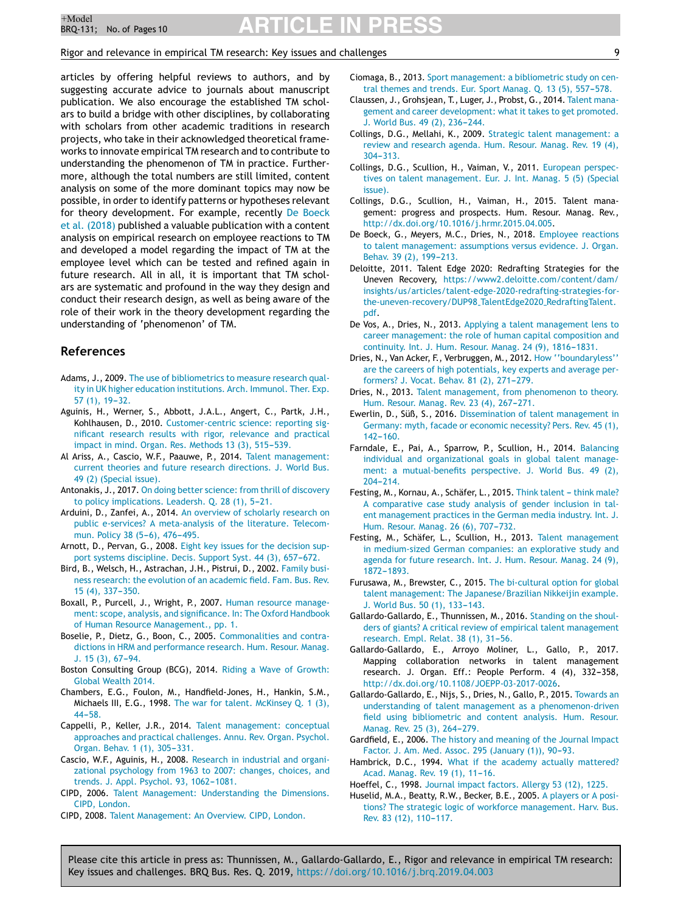articles by offering helpful reviews to authors, and by suggesting accurate advice to journals about manuscript publication. We also encourage the established TM scholars to build a bridge with other disciplines, by collaborating with scholars from other academic traditions in research projects, who take in their acknowledged theoretical frameworks to innovate empirical TM research and to contribute to understanding the phenomenon of TM in practice. Furthermore, although the total numbers are still limited, content analysis on some of the more dominant topics may now be possible, in order to identify patterns or hypotheses relevant for theory development. For example, recently De Boeck et al. (2018) published a valuable publication with a content analysis on empirical research on employee reactions to TM and developed a model regarding the impact of TM at the employee level which can be tested and refined again in future research. All in all, it is important that TM scholars are systematic and profound in the way they design and conduct their research design, as well as being aware of the role of their work in the theory development regarding the understanding of 'phenomenon' of TM.

## References

Adams, J., 2009. The use of bibliometrics to measure research quality in UK higher education institutions. Arch. Immunol. Ther. Exp. 57 (1), 19–32.

Aguinis, H., Werner, S., Abbott, J.A.L., Angert, C., Partk, J.H., Kohlhausen, D., 2010. Customer-centric science: reporting significant research results with rigor, relevance and practical impact in mind. Organ. Res. Methods 13 (3), 515–539.

Al Ariss, A., Cascio, W.F., Paauwe, P., 2014. Talent management: current theories and future research directions. J. World Bus. 49 (2) (Special issue).

Antonakis, J., 2017. On doing better science: from thrill of discovery to policy implications. Leadersh. Q. 28 (1), 5–21.

Arduini, D., Zanfei, A., 2014. An overview of scholarly research on public e-services? A meta-analysis of the literature. Telecommun. Policy 38 (5–6), 476–495.

Arnott, D., Pervan, G., 2008. Eight key issues for the decision support systems discipline. Decis. Support Syst. 44 (3), 657–672.

Bird, B., Welsch, H., Astrachan, J.H., Pistrui, D., 2002. Family business research: the evolution of an academic field. Fam. Bus. Rev. 15 (4), 337–350.

Boxall, P., Purcell, J., Wright, P., 2007. Human resource management: scope, analysis, and significance. In: The Oxford Handbook of Human Resource Management., pp. 1.

Boselie, P., Dietz, G., Boon, C., 2005. Commonalities and contradictions in HRM and performance research. Hum. Resour. Manag. J. 15 (3), 67–94.

Boston Consulting Group (BCG), 2014. Riding a Wave of Growth: Global Wealth 2014.

Chambers, E.G., Foulon, M., Handfield-Jones, H., Hankin, S.M., Michaels III, E.G., 1998. The war for talent. McKinsey Q. 1 (3), 44–58.

Cappelli, P., Keller, J.R., 2014. Talent management: conceptual approaches and practical challenges. Annu. Rev. Organ. Psychol. Organ. Behav. 1 (1), 305–331.

Cascio, W.F., Aguinis, H., 2008. Research in industrial and organizational psychology from 1963 to 2007: changes, choices, and trends. J. Appl. Psychol. 93, 1062–1081.

CIPD, 2006. Talent Management: Understanding the Dimensions. CIPD, London.

CIPD, 2008. Talent Management: An Overview. CIPD, London.

Ciomaga, B., 2013. Sport management: a bibliometric study on central themes and trends. Eur. Sport Manag. Q. 13 (5), 557–578.

Claussen, J., Grohsjean, T., Luger, J., Probst, G., 2014. Talent management and career development: what it takes to get promoted. J. World Bus. 49 (2), 236–244.

Collings, D.G., Mellahi, K., 2009. Strategic talent management: a review and research agenda. Hum. Resour. Manag. Rev. 19 (4), 304–313.

Collings, D.G., Scullion, H., Vaiman, V., 2011. European perspectives on talent management. Eur. J. Int. Manag. 5 (5) (Special issue).

Collings, D.G., Scullion, H., Vaiman, H., 2015. Talent management: progress and prospects. Hum. Resour. Manag. Rev., http://dx.doi.org/10.1016/j.hrmr.2015.04.005.

De Boeck, G., Meyers, M.C., Dries, N., 2018. Employee reactions to talent management: assumptions versus evidence. J. Organ. Behav. 39 (2), 199–213.

Deloitte, 2011. Talent Edge 2020: Redrafting Strategies for the Uneven Recovery, https://www2.deloitte.com/content/dam/insights/us/articles/talent-edge-2020-redrafting-strategies-for-the-uneven-recovery/DUP98_TalentEdge2020_RedraftingTalent.pdf.

De Vos, A., Dries, N., 2013. Applying a talent management lens to career management: the role of human capital composition and continuity. Int. J. Hum. Resour. Manag. 24 (9), 1816–1831.

Dries, N., Van Acker, F., Verbruggen, M., 2012. How ''boundaryless'' are the careers of high potentials, key experts and average performers? J. Vocat. Behav. 81 (2), 271–279.

Dries, N., 2013. Talent management, from phenomenon to theory. Hum. Resour. Manag. Rev. 23 (4), 267–271.

Ewerlin, D., Süß, S., 2016. Dissemination of talent management in Germany: myth, facade or economic necessity? Pers. Rev. 45 (1), 142–160.

Farndale, E., Pai, A., Sparrow, P., Scullion, H., 2014. Balancing individual and organizational goals in global talent management: a mutual-benefits perspective. J. World Bus. 49 (2), 204–214.

Festing, M., Kornau, A., Schäfer, L., 2015. Think talent – think male? A comparative case study analysis of gender inclusion in talent management practices in the German media industry. Int. J. Hum. Resour. Manag. 26 (6), 707–732.

Festing, M., Schäfer, L., Scullion, H., 2013. Talent management in medium-sized German companies: an explorative study and agenda for future research. Int. J. Hum. Resour. Manag. 24 (9), 1872–1893.

Furusawa, M., Brewster, C., 2015. The bi-cultural option for global talent management: The Japanese/Brazilian Nikkeijin example. J. World Bus. 50 (1), 133–143.

Gallardo-Gallardo, E., Thunnissen, M., 2016. Standing on the shoulders of giants? A critical review of empirical talent management research. Empl. Relat. 38 (1), 31–56.

Gallardo-Gallardo, E., Arroyo Moliner, L., Gallo, P., 2017. Mapping collaboration networks in talent management research. J. Organ. Eff.: People Perform. 4 (4), 332–358, http://dx.doi.org/10.1108/JOEPP-03-2017-0026.

Gallardo-Gallardo, E., Nijs, S., Dries, N., Gallo, P., 2015. Towards an understanding of talent management as a phenomenon-driven field using bibliometric and content analysis. Hum. Resour. Manag. Rev. 25 (3), 264–279.

Gardfield, E., 2006. The history and meaning of the Journal Impact Factor. J. Am. Med. Assoc. 295 (January (1)), 90–93.

Hambrick, D.C., 1994. What if the academy actually mattered? Acad. Manag. Rev. 19 (1), 11–16.

Hoeffel, C., 1998. Journal impact factors. Allergy 53 (12), 1225.

Huselid, M.A., Beatty, R.W., Becker, B.E., 2005. A players or A positions? The strategic logic of workforce management. Harv. Bus. Rev. 83 (12), 110–117.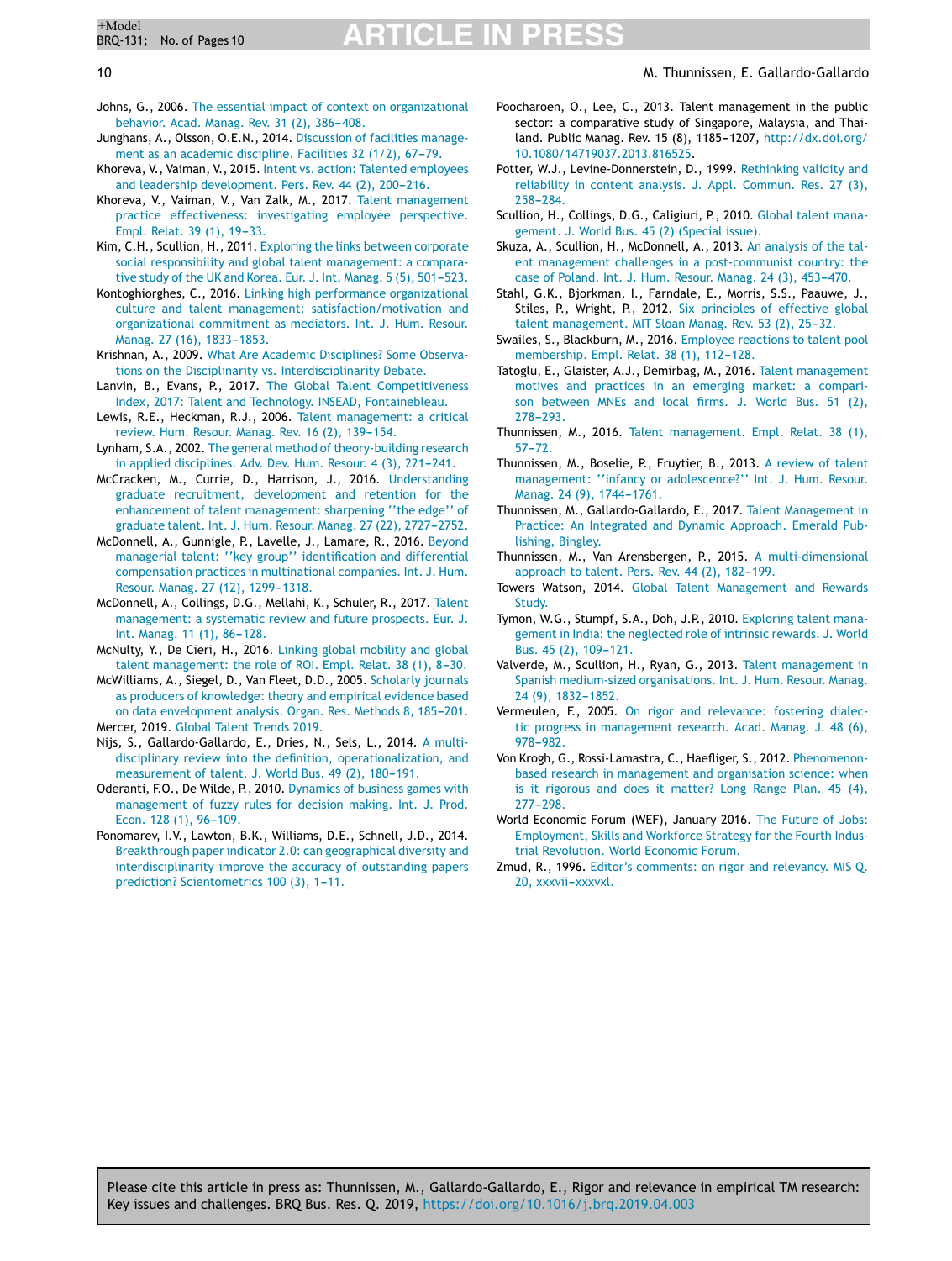Johns, G., 2006. The essential impact of context on organizational behavior. Acad. Manag. Rev. 31 (2), 386–408.

Junghans, A., Olsson, O.E.N., 2014. Discussion of facilities management as an academic discipline. Facilities 32 (1/2), 67–79.

Khoreva, V., Vaiman, V., 2015. Intent vs. action: Talented employees and leadership development. Pers. Rev. 44 (2), 200–216.

Khoreva, V., Vaiman, V., Van Zalk, M., 2017. Talent management practice effectiveness: investigating employee perspective. Empl. Relat. 39 (1), 19–33.

Kim, C.H., Scullion, H., 2011. Exploring the links between corporate social responsibility and global talent management: a comparative study of the UK and Korea. Eur. J. Int. Manag. 5 (5), 501–523.

Kontoghiorghes, C., 2016. Linking high performance organizational culture and talent management: satisfaction/motivation and organizational commitment as mediators. Int. J. Hum. Resour. Manag. 27 (16), 1833–1853.

Krishnan, A., 2009. What Are Academic Disciplines? Some Observations on the Disciplinarity vs. Interdisciplinarity Debate.

Lanvin, B., Evans, P., 2017. The Global Talent Competitiveness Index, 2017: Talent and Technology. INSEAD, Fontainebleau.

Lewis, R.E., Heckman, R.J., 2006. Talent management: a critical review. Hum. Resour. Manag. Rev. 16 (2), 139–154.

Lynham, S.A., 2002. The general method of theory-building research in applied disciplines. Adv. Dev. Hum. Resour. 4 (3), 221–241.

McCracken, M., Currie, D., Harrison, J., 2016. Understanding graduate recruitment, development and retention for the enhancement of talent management: sharpening ''the edge'' of graduate talent. Int. J. Hum. Resour. Manag. 27 (22), 2727–2752.

McDonnell, A., Gunnigle, P., Lavelle, J., Lamare, R., 2016. Beyond managerial talent: ''key group'' identification and differential compensation practices in multinational companies. Int. J. Hum. Resour. Manag. 27 (12), 1299–1318.

McDonnell, A., Collings, D.G., Mellahi, K., Schuler, R., 2017. Talent management: a systematic review and future prospects. Eur. J. Int. Manag. 11 (1), 86–128.

McNulty, Y., De Cieri, H., 2016. Linking global mobility and global talent management: the role of ROI. Empl. Relat. 38 (1), 8–30.

McWilliams, A., Siegel, D., Van Fleet, D.D., 2005. Scholarly journals as producers of knowledge: theory and empirical evidence based on data envelopment analysis. Organ. Res. Methods 8, 185–201.

Mercer, 2019. Global Talent Trends 2019.

Nijs, S., Gallardo-Gallardo, E., Dries, N., Sels, L., 2014. A multidisciplinary review into the definition, operationalization, and measurement of talent. J. World Bus. 49 (2), 180–191.

Oderanti, F.O., De Wilde, P., 2010. Dynamics of business games with management of fuzzy rules for decision making. Int. J. Prod. Econ. 128 (1), 96–109.

Ponomarev, I.V., Lawton, B.K., Williams, D.E., Schnell, J.D., 2014. Breakthrough paper indicator 2.0: can geographical diversity and interdisciplinarity improve the accuracy of outstanding papers prediction? Scientometrics 100 (3), 1–11.

Poocharoen, O., Lee, C., 2013. Talent management in the public sector: a comparative study of Singapore, Malaysia, and Thailand. Public Manag. Rev. 15 (8), 1185–1207, http://dx.doi.org/10.1080/14719037.2013.816525.

Potter, W.J., Levine-Donnerstein, D., 1999. Rethinking validity and reliability in content analysis. J. Appl. Commun. Res. 27 (3), 258–284.

Scullion, H., Collings, D.G., Caligiuri, P., 2010. Global talent management. J. World Bus. 45 (2) (Special issue).

Skuza, A., Scullion, H., McDonnell, A., 2013. An analysis of the talent management challenges in a post-communist country: the case of Poland. Int. J. Hum. Resour. Manag. 24 (3), 453–470.

Stahl, G.K., Bjorkman, I., Farndale, E., Morris, S.S., Paauwe, J., Stiles, P., Wright, P., 2012. Six principles of effective global talent management. MIT Sloan Manag. Rev. 53 (2), 25–32.

Swailes, S., Blackburn, M., 2016. Employee reactions to talent pool membership. Empl. Relat. 38 (1), 112–128.

Tatoglu, E., Glaister, A.J., Demirbag, M., 2016. Talent management motives and practices in an emerging market: a comparison between MNEs and local firms. J. World Bus. 51 (2), 278–293.

Thunnissen, M., 2016. Talent management. Empl. Relat. 38 (1), 57–72.

Thunnissen, M., Boselie, P., Fruytier, B., 2013. A review of talent management: ''infancy or adolescence?'' Int. J. Hum. Resour. Manag. 24 (9), 1744–1761.

Thunnissen, M., Gallardo-Gallardo, E., 2017. Talent Management in Practice: An Integrated and Dynamic Approach. Emerald Publishing, Bingley.

Thunnissen, M., Van Arensbergen, P., 2015. A multi-dimensional approach to talent. Pers. Rev. 44 (2), 182–199.

Towers Watson, 2014. Global Talent Management and Rewards Study.

Tymon, W.G., Stumpf, S.A., Doh, J.P., 2010. Exploring talent management in India: the neglected role of intrinsic rewards. J. World Bus. 45 (2), 109–121.

Valverde, M., Scullion, H., Ryan, G., 2013. Talent management in Spanish medium-sized organisations. Int. J. Hum. Resour. Manag. 24 (9), 1832–1852.

Vermeulen, F., 2005. On rigor and relevance: fostering dialectic progress in management research. Acad. Manag. J. 48 (6), 978–982.

Von Krogh, G., Rossi-Lamastra, C., Haefliger, S., 2012. Phenomenon-based research in management and organisation science: when is it rigorous and does it matter? Long Range Plan. 45 (4), 277–298.

World Economic Forum (WEF), January 2016. The Future of Jobs: Employment, Skills and Workforce Strategy for the Fourth Industrial Revolution. World Economic Forum.

Zmud, R., 1996. Editor's comments: on rigor and relevancy. MIS Q. 20, xxxvii–xxxvxl.

Please cite this article in press as: Thunnissen, M., Gallardo-Gallardo, E., Rigor and relevance in empirical TM research: Key issues and challenges. BRQ Bus. Res. Q. 2019, https://doi.org/10.1016/j.brq.2019.04.003